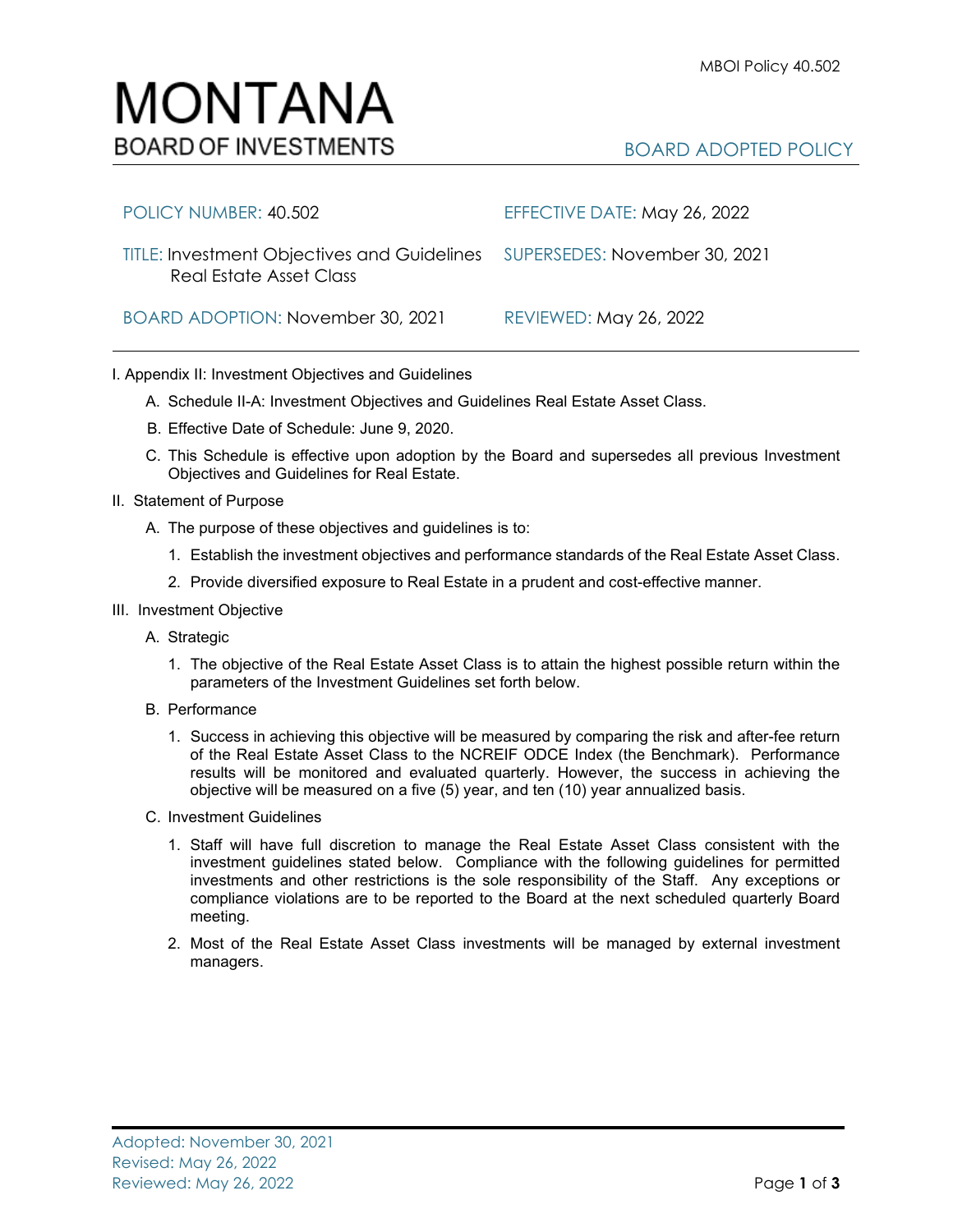# MONTANA
## BOARD OF INVESTMENTS

BOARD ADOPTED POLICY

| | |
|---|---|
| POLICY NUMBER: 40.502 | EFFECTIVE DATE: May 26, 2022 |
| TITLE: Investment Objectives and Guidelines Real Estate Asset Class | SUPERSEDES: November 30, 2021 |
| BOARD ADOPTION: November 30, 2021 | REVIEWED: May 26, 2022 |

I. Appendix II: Investment Objectives and Guidelines

A. Schedule II-A: Investment Objectives and Guidelines Real Estate Asset Class.

B. Effective Date of Schedule: June 9, 2020.

C. This Schedule is effective upon adoption by the Board and supersedes all previous Investment Objectives and Guidelines for Real Estate.

II. Statement of Purpose

A. The purpose of these objectives and guidelines is to:

1. Establish the investment objectives and performance standards of the Real Estate Asset Class.

2. Provide diversified exposure to Real Estate in a prudent and cost-effective manner.

III. Investment Objective

A. Strategic

1. The objective of the Real Estate Asset Class is to attain the highest possible return within the parameters of the Investment Guidelines set forth below.

B. Performance

1. Success in achieving this objective will be measured by comparing the risk and after-fee return of the Real Estate Asset Class to the NCREIF ODCE Index (the Benchmark). Performance results will be monitored and evaluated quarterly. However, the success in achieving the objective will be measured on a five (5) year, and ten (10) year annualized basis.

C. Investment Guidelines

1. Staff will have full discretion to manage the Real Estate Asset Class consistent with the investment guidelines stated below. Compliance with the following guidelines for permitted investments and other restrictions is the sole responsibility of the Staff. Any exceptions or compliance violations are to be reported to the Board at the next scheduled quarterly Board meeting.

2. Most of the Real Estate Asset Class investments will be managed by external investment managers.

Adopted: November 30, 2021
Revised: May 26, 2022
Reviewed: May 26, 2022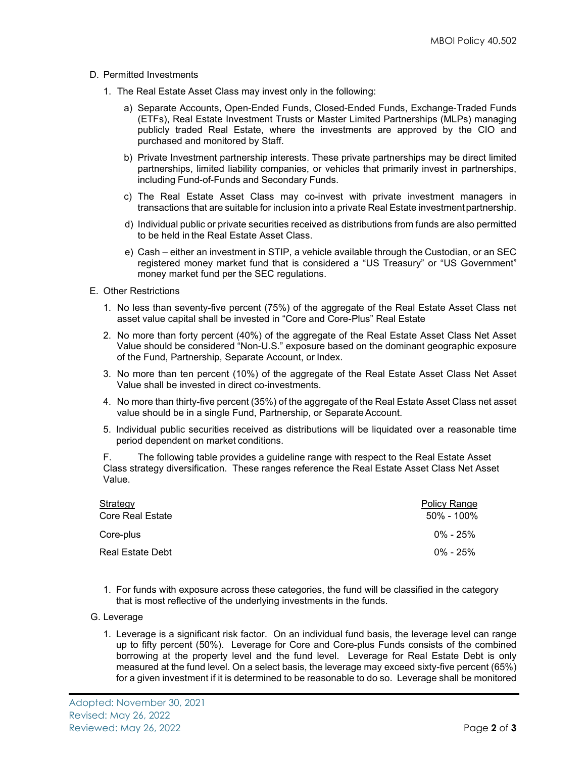D. Permitted Investments

1. The Real Estate Asset Class may invest only in the following:

   a) Separate Accounts, Open-Ended Funds, Closed-Ended Funds, Exchange-Traded Funds (ETFs), Real Estate Investment Trusts or Master Limited Partnerships (MLPs) managing publicly traded Real Estate, where the investments are approved by the CIO and purchased and monitored by Staff.

   b) Private Investment partnership interests. These private partnerships may be direct limited partnerships, limited liability companies, or vehicles that primarily invest in partnerships, including Fund-of-Funds and Secondary Funds.

   c) The Real Estate Asset Class may co-invest with private investment managers in transactions that are suitable for inclusion into a private Real Estate investment partnership.

   d) Individual public or private securities received as distributions from funds are also permitted to be held in the Real Estate Asset Class.

   e) Cash – either an investment in STIP, a vehicle available through the Custodian, or an SEC registered money market fund that is considered a "US Treasury" or "US Government" money market fund per the SEC regulations.

E. Other Restrictions

1. No less than seventy-five percent (75%) of the aggregate of the Real Estate Asset Class net asset value capital shall be invested in "Core and Core-Plus" Real Estate

2. No more than forty percent (40%) of the aggregate of the Real Estate Asset Class Net Asset Value should be considered "Non-U.S." exposure based on the dominant geographic exposure of the Fund, Partnership, Separate Account, or Index.

3. No more than ten percent (10%) of the aggregate of the Real Estate Asset Class Net Asset Value shall be invested in direct co-investments.

4. No more than thirty-five percent (35%) of the aggregate of the Real Estate Asset Class net asset value should be in a single Fund, Partnership, or Separate Account.

5. Individual public securities received as distributions will be liquidated over a reasonable time period dependent on market conditions.

F. The following table provides a guideline range with respect to the Real Estate Asset Class strategy diversification. These ranges reference the Real Estate Asset Class Net Asset Value.

| Strategy | Policy Range |
|---|---|
| Core Real Estate | 50% - 100% |
| Core-plus | 0% - 25% |
| Real Estate Debt | 0% - 25% |

1. For funds with exposure across these categories, the fund will be classified in the category that is most reflective of the underlying investments in the funds.

G. Leverage

1. Leverage is a significant risk factor. On an individual fund basis, the leverage level can range up to fifty percent (50%). Leverage for Core and Core-plus Funds consists of the combined borrowing at the property level and the fund level. Leverage for Real Estate Debt is only measured at the fund level. On a select basis, the leverage may exceed sixty-five percent (65%) for a given investment if it is determined to be reasonable to do so. Leverage shall be monitored

Adopted: November 30, 2021
Revised: May 26, 2022
Reviewed: May 26, 2022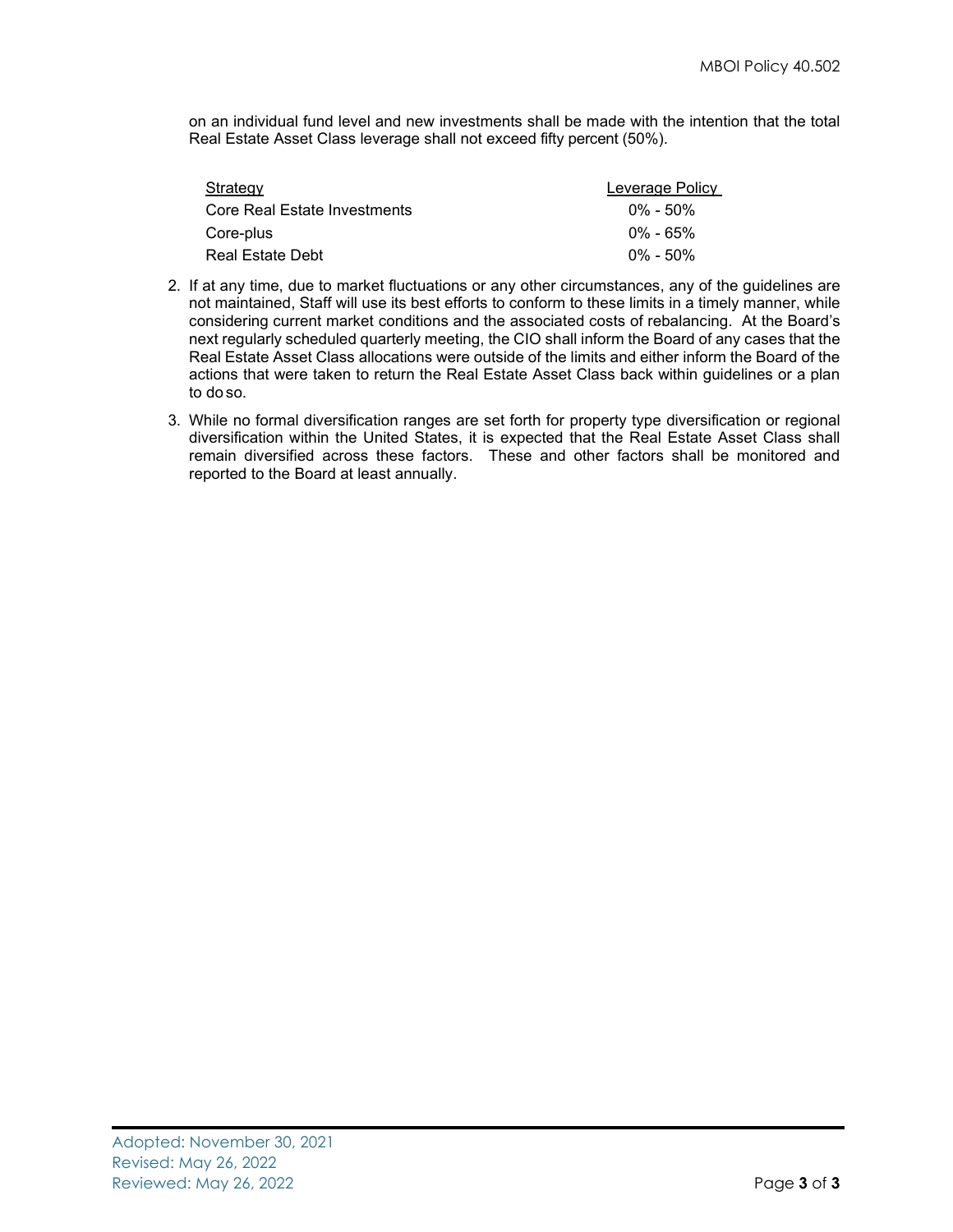on an individual fund level and new investments shall be made with the intention that the total Real Estate Asset Class leverage shall not exceed fifty percent (50%).

| Strategy | Leverage Policy |
|---|---|
| Core Real Estate Investments | 0% - 50% |
| Core-plus | 0% - 65% |
| Real Estate Debt | 0% - 50% |

2. If at any time, due to market fluctuations or any other circumstances, any of the guidelines are not maintained, Staff will use its best efforts to conform to these limits in a timely manner, while considering current market conditions and the associated costs of rebalancing. At the Board's next regularly scheduled quarterly meeting, the CIO shall inform the Board of any cases that the Real Estate Asset Class allocations were outside of the limits and either inform the Board of the actions that were taken to return the Real Estate Asset Class back within guidelines or a plan to do so.

3. While no formal diversification ranges are set forth for property type diversification or regional diversification within the United States, it is expected that the Real Estate Asset Class shall remain diversified across these factors. These and other factors shall be monitored and reported to the Board at least annually.

Adopted: November 30, 2021
Revised: May 26, 2022
Reviewed: May 26, 2022